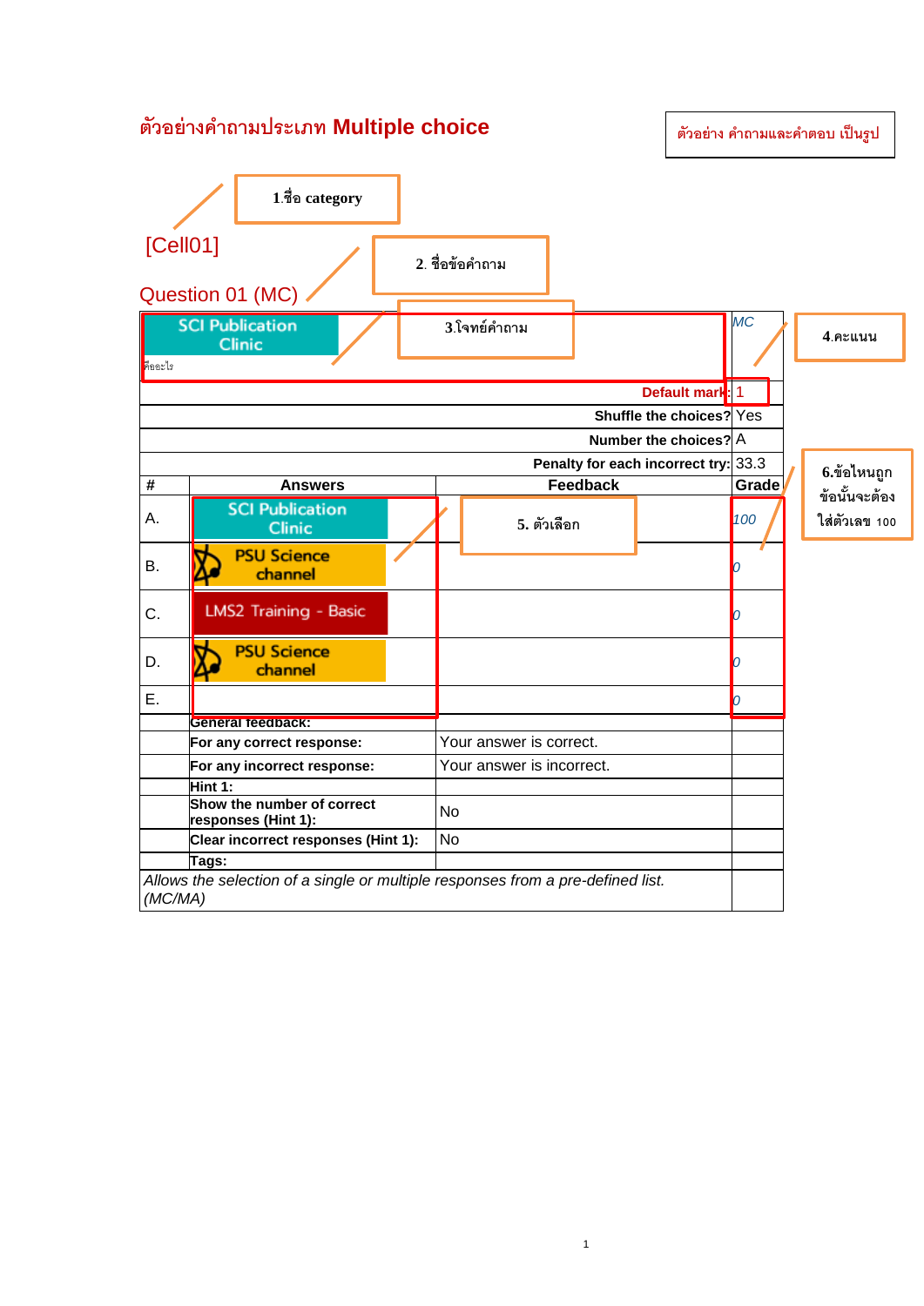## ตัวอย่างคำถามประเภท **Multiple choice**

ตัวอย่าง คำถามและคำตอบ เป็นรูป

1.ชื่อ category

[Cell01]

2. ชื่อข้อคำถาม

Question 01 (MC)

3.โจทย์คำถาม

4.คะแนน

5. ตัวเลือก

6.ข้อไหนถูก ข้อนั้นจะต้องใส่ตัวเลข 100

| | | | |
|---|---|---|---|
| SCI Publication Clinic คืออะไร | | | MC |
| | | **Default mark:** | 1 |
| | | **Shuffle the choices?** | Yes |
| | | **Number the choices?** | A |
| | | **Penalty for each incorrect try:** | 33.3 |
| **#** | **Answers** | **Feedback** | **Grade** |
| A. | SCI Publication Clinic | | 100 |
| B. | PSU Science channel | | 0 |
| C. | LMS2 Training - Basic | | 0 |
| D. | PSU Science channel | | 0 |
| E. | | | 0 |
| | **General feedback:** | | |
| | **For any correct response:** | Your answer is correct. | |
| | **For any incorrect response:** | Your answer is incorrect. | |
| | **Hint 1:** | | |
| | **Show the number of correct responses (Hint 1):** | No | |
| | **Clear incorrect responses (Hint 1):** | No | |
| | **Tags:** | | |
| *Allows the selection of a single or multiple responses from a pre-defined list. (MC/MA)* | | | |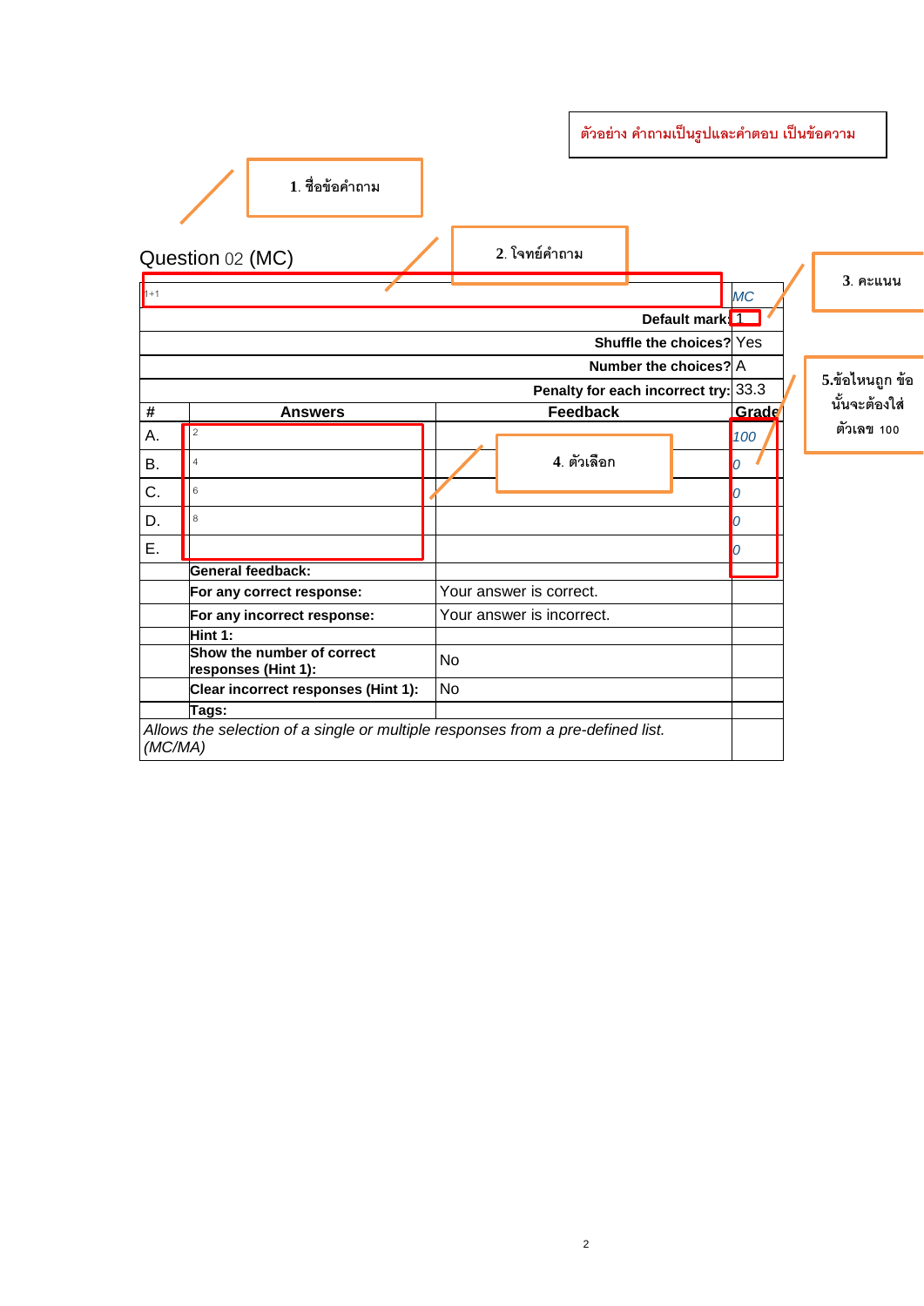ตัวอย่าง คำถามเป็นรูปและคำตอบ เป็นข้อความ

1. ชื่อข้อคำถาม

2. โจทย์คำถาม

3. คะแนน

4. ตัวเลือก

5.ข้อไหนถูก ข้อนั้นจะต้องใส่ตัวเลข 100

## Question 02 (MC)

| # | Answers | Feedback | Grade |
|---|---|---|---|
| 1+1 | | | *MC* |
| | | Default mark: | 1 |
| | | Shuffle the choices? | Yes |
| | | Number the choices? | A |
| | | Penalty for each incorrect try: | 33.3 |
| # | **Answers** | **Feedback** | **Grade** |
| A. | 2 | | *100* |
| B. | 4 | | *0* |
| C. | 6 | | *0* |
| D. | 8 | | *0* |
| E. | | | *0* |
| | **General feedback:** | | |
| | **For any correct response:** | Your answer is correct. | |
| | **For any incorrect response:** | Your answer is incorrect. | |
| | **Hint 1:** | | |
| | **Show the number of correct responses (Hint 1):** | No | |
| | **Clear incorrect responses (Hint 1):** | No | |
| | **Tags:** | | |
| *Allows the selection of a single or multiple responses from a pre-defined list. (MC/MA)* | | | |